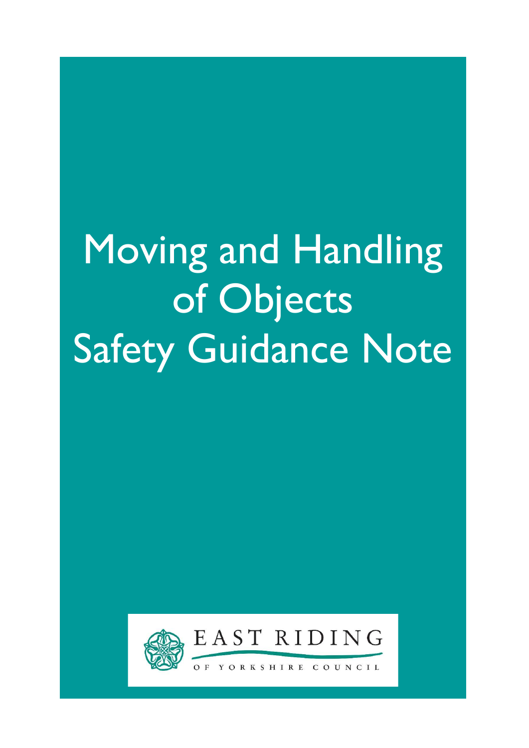# Moving and Handling of Objects Safety Guidance Note

EAST RIDING OF YORKSHIRE COUNCIL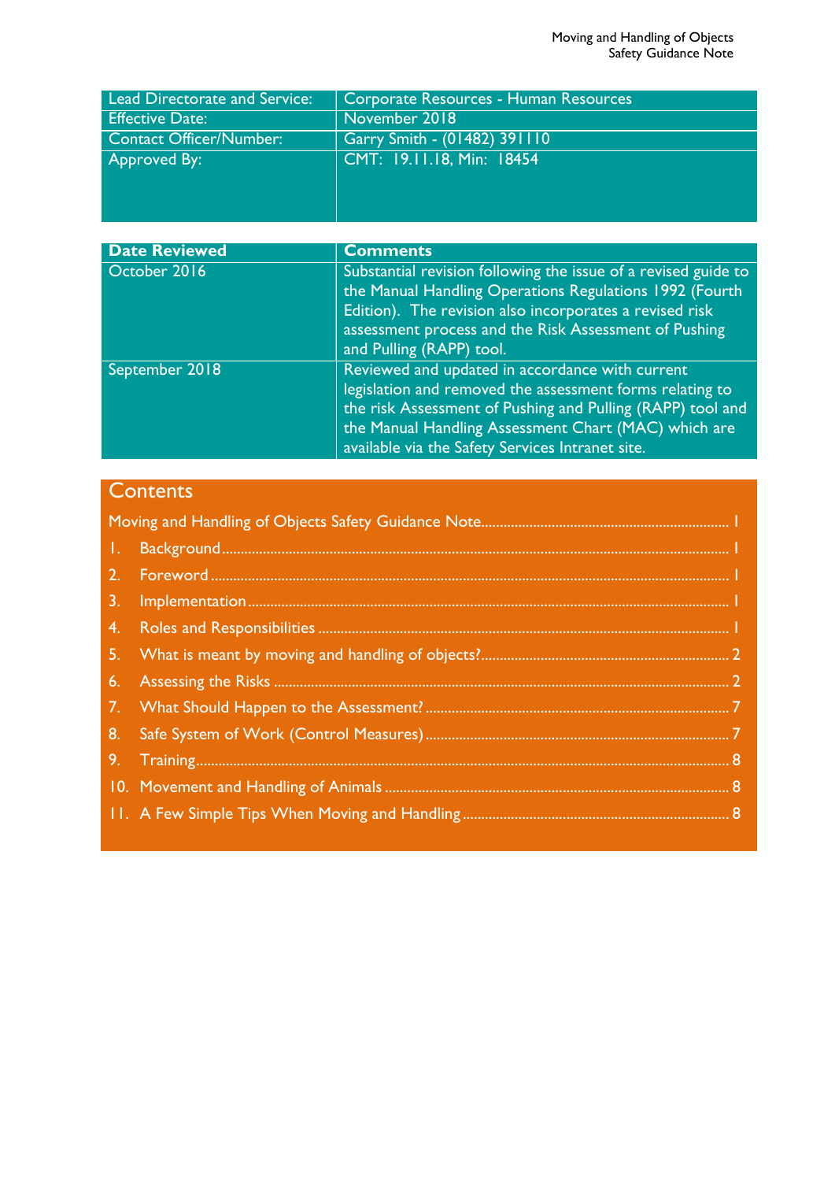| Lead Directorate and Service: | Corporate Resources - Human Resources |
|---|---|
| Effective Date: | November 2018 |
| Contact Officer/Number: | Garry Smith - (01482) 391110 |
| Approved By: | CMT: 19.11.18, Min: 18454 |

| Date Reviewed | Comments |
|---|---|
| October 2016 | Substantial revision following the issue of a revised guide to the Manual Handling Operations Regulations 1992 (Fourth Edition). The revision also incorporates a revised risk assessment process and the Risk Assessment of Pushing and Pulling (RAPP) tool. |
| September 2018 | Reviewed and updated in accordance with current legislation and removed the assessment forms relating to the risk Assessment of Pushing and Pulling (RAPP) tool and the Manual Handling Assessment Chart (MAC) which are available via the Safety Services Intranet site. |

## Contents

Moving and Handling of Objects Safety Guidance Note ..... 1

1. Background ..... 1
2. Foreword ..... 1
3. Implementation ..... 1
4. Roles and Responsibilities ..... 1
5. What is meant by moving and handling of objects? ..... 2
6. Assessing the Risks ..... 2
7. What Should Happen to the Assessment? ..... 7
8. Safe System of Work (Control Measures) ..... 7
9. Training ..... 8
10. Movement and Handling of Animals ..... 8
11. A Few Simple Tips When Moving and Handling ..... 8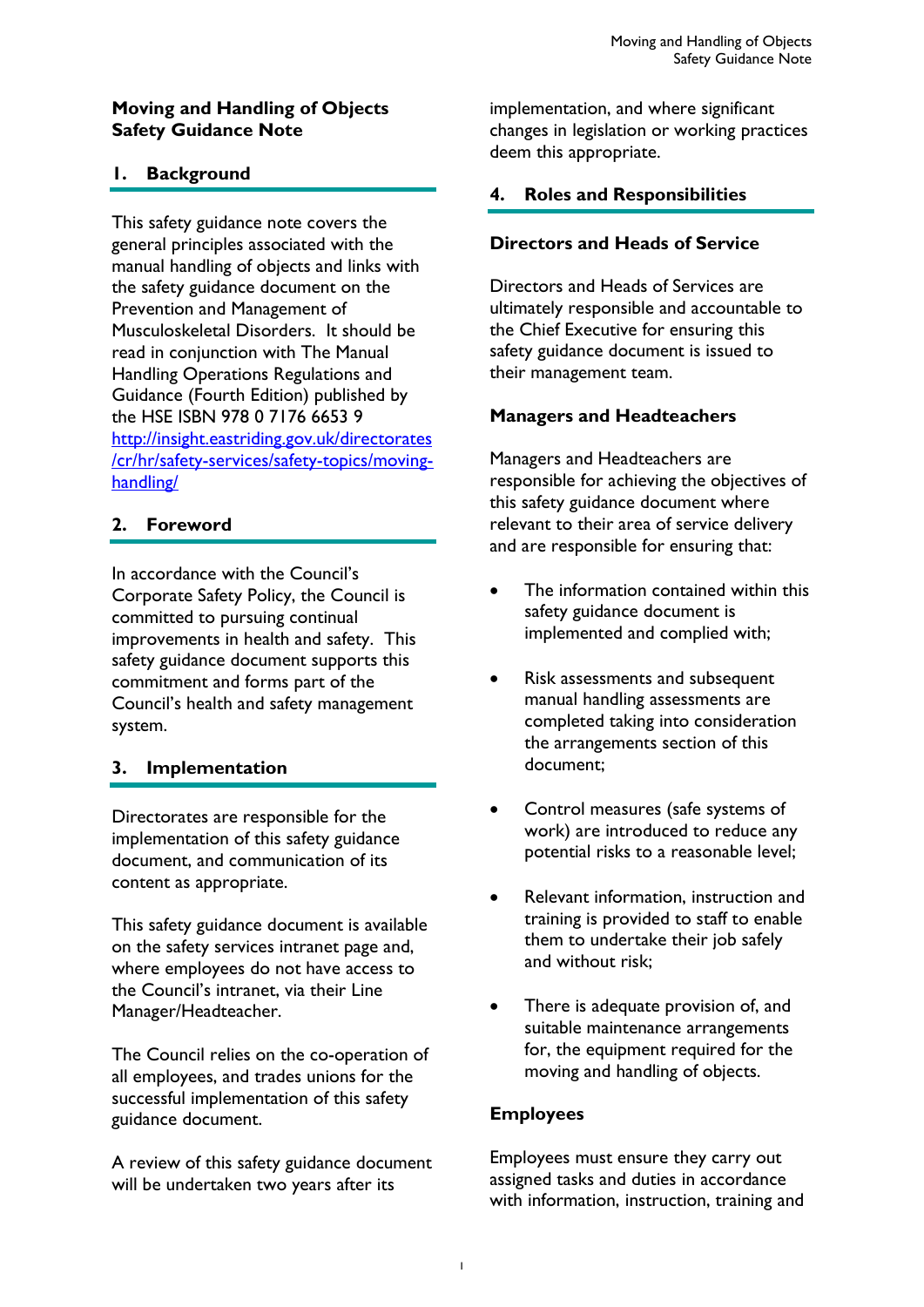# Moving and Handling of Objects Safety Guidance Note

## 1. Background

This safety guidance note covers the general principles associated with the manual handling of objects and links with the safety guidance document on the Prevention and Management of Musculoskeletal Disorders. It should be read in conjunction with The Manual Handling Operations Regulations and Guidance (Fourth Edition) published by the HSE ISBN 978 0 7176 6653 9 http://insight.eastriding.gov.uk/directorates/cr/hr/safety-services/safety-topics/moving-handling/

## 2. Foreword

In accordance with the Council's Corporate Safety Policy, the Council is committed to pursuing continual improvements in health and safety. This safety guidance document supports this commitment and forms part of the Council's health and safety management system.

## 3. Implementation

Directorates are responsible for the implementation of this safety guidance document, and communication of its content as appropriate.

This safety guidance document is available on the safety services intranet page and, where employees do not have access to the Council's intranet, via their Line Manager/Headteacher.

The Council relies on the co-operation of all employees, and trades unions for the successful implementation of this safety guidance document.

A review of this safety guidance document will be undertaken two years after its implementation, and where significant changes in legislation or working practices deem this appropriate.

## 4. Roles and Responsibilities

### Directors and Heads of Service

Directors and Heads of Services are ultimately responsible and accountable to the Chief Executive for ensuring this safety guidance document is issued to their management team.

### Managers and Headteachers

Managers and Headteachers are responsible for achieving the objectives of this safety guidance document where relevant to their area of service delivery and are responsible for ensuring that:

- The information contained within this safety guidance document is implemented and complied with;
- Risk assessments and subsequent manual handling assessments are completed taking into consideration the arrangements section of this document;
- Control measures (safe systems of work) are introduced to reduce any potential risks to a reasonable level;
- Relevant information, instruction and training is provided to staff to enable them to undertake their job safely and without risk;
- There is adequate provision of, and suitable maintenance arrangements for, the equipment required for the moving and handling of objects.

### Employees

Employees must ensure they carry out assigned tasks and duties in accordance with information, instruction, training and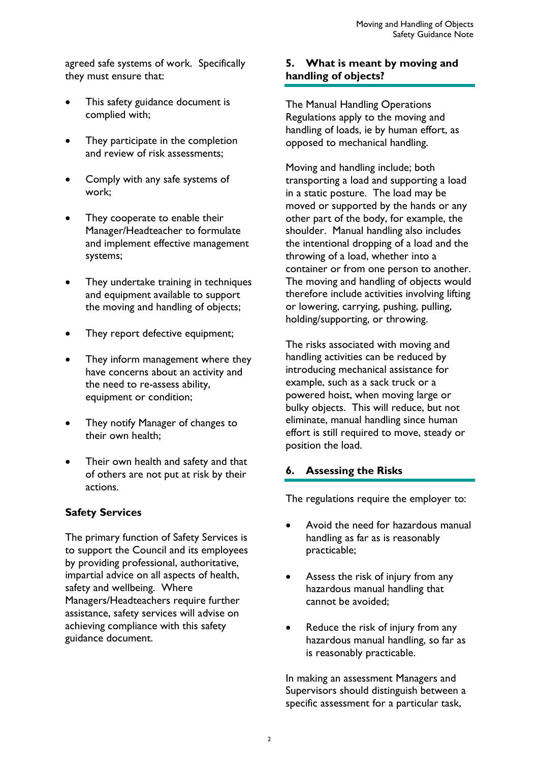agreed safe systems of work. Specifically they must ensure that:

- This safety guidance document is complied with;
- They participate in the completion and review of risk assessments;
- Comply with any safe systems of work;
- They cooperate to enable their Manager/Headteacher to formulate and implement effective management systems;
- They undertake training in techniques and equipment available to support the moving and handling of objects;
- They report defective equipment;
- They inform management where they have concerns about an activity and the need to re-assess ability, equipment or condition;
- They notify Manager of changes to their own health;
- Their own health and safety and that of others are not put at risk by their actions.

**Safety Services**

The primary function of Safety Services is to support the Council and its employees by providing professional, authoritative, impartial advice on all aspects of health, safety and wellbeing. Where Managers/Headteachers require further assistance, safety services will advise on achieving compliance with this safety guidance document.

## 5. What is meant by moving and handling of objects?

The Manual Handling Operations Regulations apply to the moving and handling of loads, ie by human effort, as opposed to mechanical handling.

Moving and handling include; both transporting a load and supporting a load in a static posture. The load may be moved or supported by the hands or any other part of the body, for example, the shoulder. Manual handling also includes the intentional dropping of a load and the throwing of a load, whether into a container or from one person to another. The moving and handling of objects would therefore include activities involving lifting or lowering, carrying, pushing, pulling, holding/supporting, or throwing.

The risks associated with moving and handling activities can be reduced by introducing mechanical assistance for example, such as a sack truck or a powered hoist, when moving large or bulky objects. This will reduce, but not eliminate, manual handling since human effort is still required to move, steady or position the load.

## 6. Assessing the Risks

The regulations require the employer to:

- Avoid the need for hazardous manual handling as far as is reasonably practicable;
- Assess the risk of injury from any hazardous manual handling that cannot be avoided;
- Reduce the risk of injury from any hazardous manual handling, so far as is reasonably practicable.

In making an assessment Managers and Supervisors should distinguish between a specific assessment for a particular task,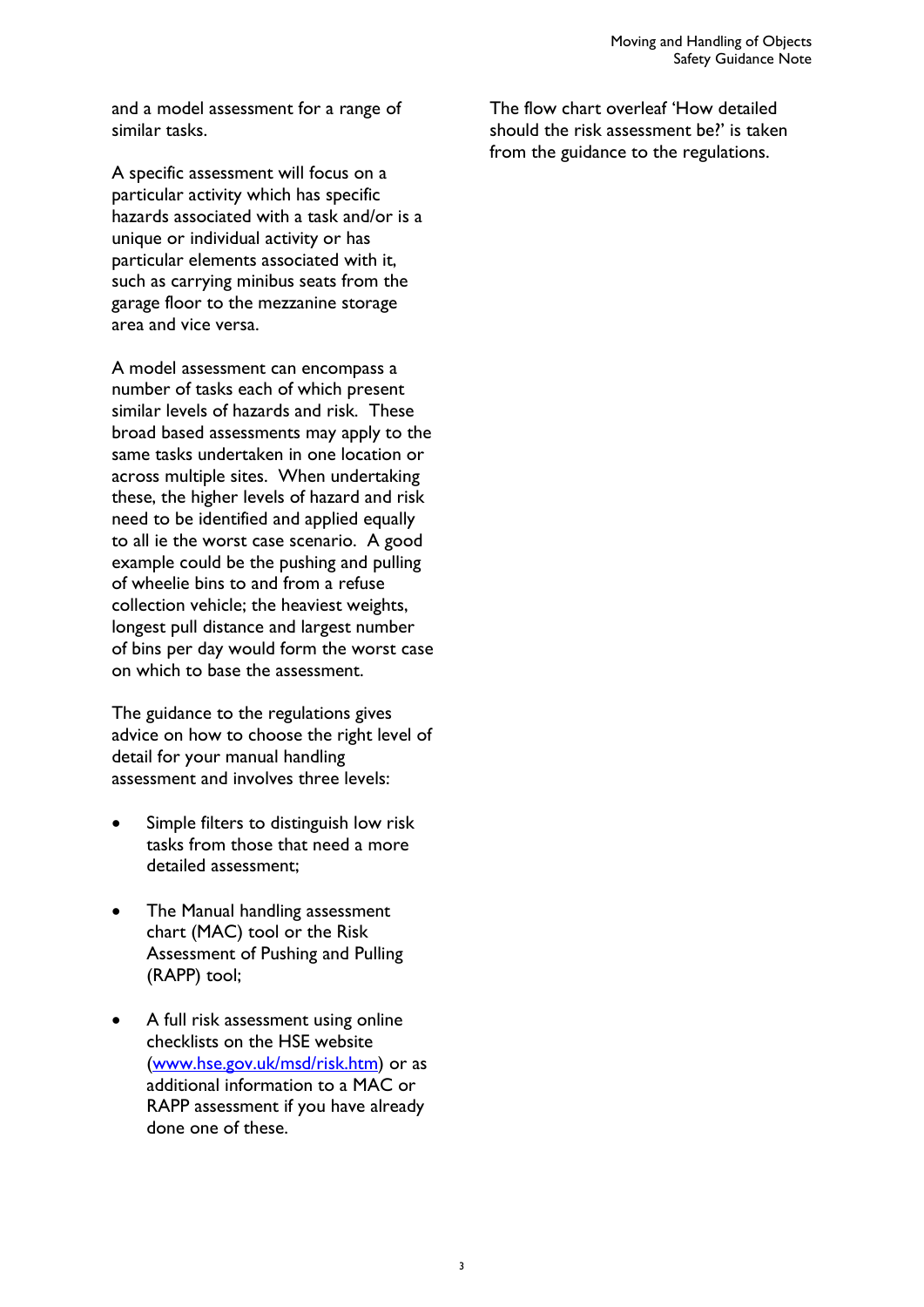and a model assessment for a range of similar tasks.

A specific assessment will focus on a particular activity which has specific hazards associated with a task and/or is a unique or individual activity or has particular elements associated with it, such as carrying minibus seats from the garage floor to the mezzanine storage area and vice versa.

A model assessment can encompass a number of tasks each of which present similar levels of hazards and risk. These broad based assessments may apply to the same tasks undertaken in one location or across multiple sites. When undertaking these, the higher levels of hazard and risk need to be identified and applied equally to all ie the worst case scenario. A good example could be the pushing and pulling of wheelie bins to and from a refuse collection vehicle; the heaviest weights, longest pull distance and largest number of bins per day would form the worst case on which to base the assessment.

The guidance to the regulations gives advice on how to choose the right level of detail for your manual handling assessment and involves three levels:

- Simple filters to distinguish low risk tasks from those that need a more detailed assessment;
- The Manual handling assessment chart (MAC) tool or the Risk Assessment of Pushing and Pulling (RAPP) tool;
- A full risk assessment using online checklists on the HSE website ([www.hse.gov.uk/msd/risk.htm](www.hse.gov.uk/msd/risk.htm)) or as additional information to a MAC or RAPP assessment if you have already done one of these.

The flow chart overleaf 'How detailed should the risk assessment be?' is taken from the guidance to the regulations.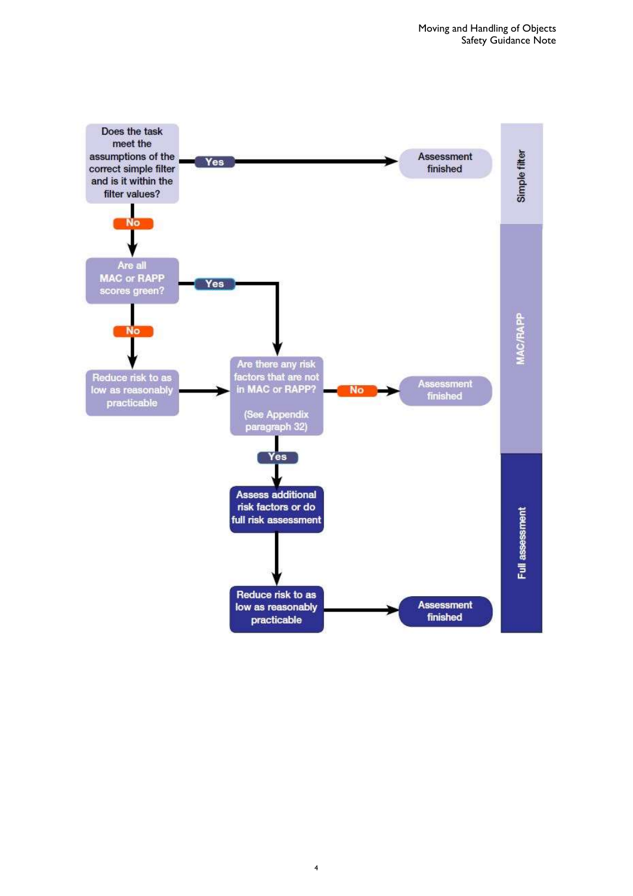Does the task meet the assumptions of the correct simple filter and is it within the filter values?

- **Yes** → Assessment finished
- **No** → Are all MAC or RAPP scores green?
  - **Yes** → Are there any risk factors that are not in MAC or RAPP? (See Appendix paragraph 32)
  - **No** → Reduce risk to as low as reasonably practicable → Are there any risk factors that are not in MAC or RAPP? (See Appendix paragraph 32)

Are there any risk factors that are not in MAC or RAPP? (See Appendix paragraph 32)

- **No** → Assessment finished
- **Yes** → Assess additional risk factors or do full risk assessment → Reduce risk to as low as reasonably practicable → Assessment finished

Simple filter

MAC/RAPP

Full assessment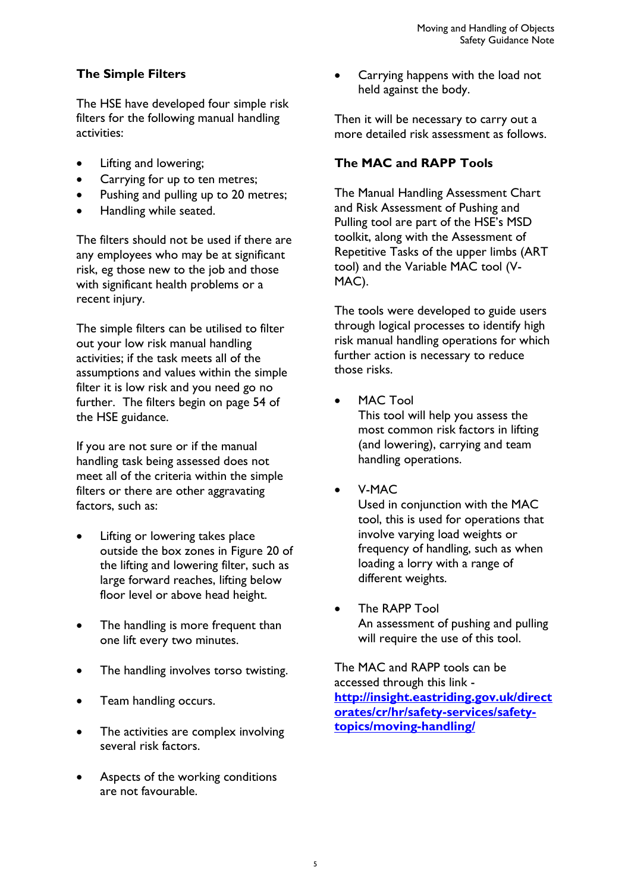## The Simple Filters

The HSE have developed four simple risk filters for the following manual handling activities:

- Lifting and lowering;
- Carrying for up to ten metres;
- Pushing and pulling up to 20 metres;
- Handling while seated.

The filters should not be used if there are any employees who may be at significant risk, eg those new to the job and those with significant health problems or a recent injury.

The simple filters can be utilised to filter out your low risk manual handling activities; if the task meets all of the assumptions and values within the simple filter it is low risk and you need go no further. The filters begin on page 54 of the HSE guidance.

If you are not sure or if the manual handling task being assessed does not meet all of the criteria within the simple filters or there are other aggravating factors, such as:

- Lifting or lowering takes place outside the box zones in Figure 20 of the lifting and lowering filter, such as large forward reaches, lifting below floor level or above head height.
- The handling is more frequent than one lift every two minutes.
- The handling involves torso twisting.
- Team handling occurs.
- The activities are complex involving several risk factors.
- Aspects of the working conditions are not favourable.
- Carrying happens with the load not held against the body.

Then it will be necessary to carry out a more detailed risk assessment as follows.

## The MAC and RAPP Tools

The Manual Handling Assessment Chart and Risk Assessment of Pushing and Pulling tool are part of the HSE's MSD toolkit, along with the Assessment of Repetitive Tasks of the upper limbs (ART tool) and the Variable MAC tool (V-MAC).

The tools were developed to guide users through logical processes to identify high risk manual handling operations for which further action is necessary to reduce those risks.

- MAC Tool
  This tool will help you assess the most common risk factors in lifting (and lowering), carrying and team handling operations.
- V-MAC
  Used in conjunction with the MAC tool, this is used for operations that involve varying load weights or frequency of handling, such as when loading a lorry with a range of different weights.
- The RAPP Tool
  An assessment of pushing and pulling will require the use of this tool.

The MAC and RAPP tools can be accessed through this link - **[http://insight.eastriding.gov.uk/directorates/cr/hr/safety-services/safety-topics/moving-handling/](http://insight.eastriding.gov.uk/directorates/cr/hr/safety-services/safety-topics/moving-handling/)**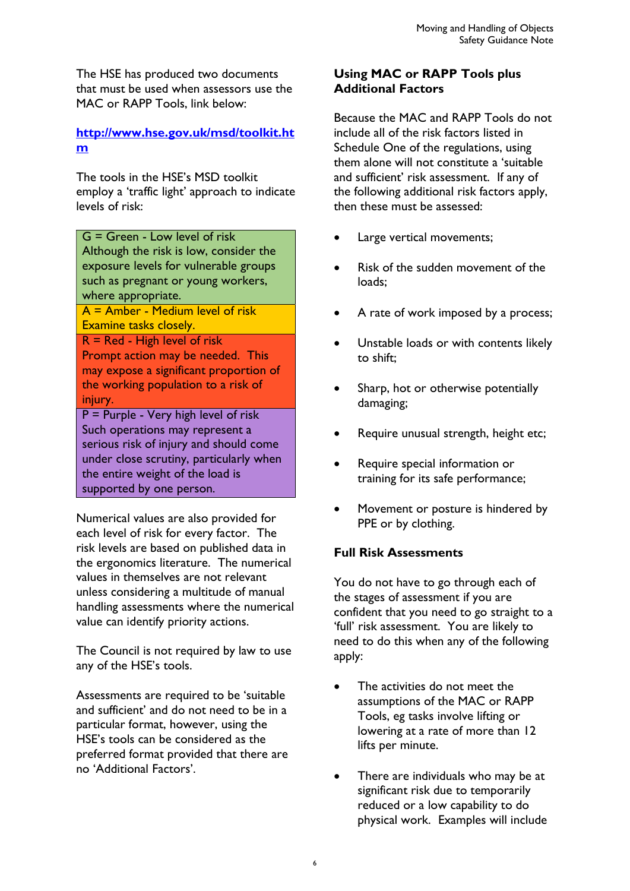The HSE has produced two documents that must be used when assessors use the MAC or RAPP Tools, link below:

**[http://www.hse.gov.uk/msd/toolkit.htm](http://www.hse.gov.uk/msd/toolkit.htm)**

The tools in the HSE's MSD toolkit employ a 'traffic light' approach to indicate levels of risk:

| |
|---|
| G = Green - Low level of risk<br>Although the risk is low, consider the exposure levels for vulnerable groups such as pregnant or young workers, where appropriate. |
| A = Amber - Medium level of risk<br>Examine tasks closely. |
| R = Red - High level of risk<br>Prompt action may be needed. This may expose a significant proportion of the working population to a risk of injury. |
| P = Purple - Very high level of risk<br>Such operations may represent a serious risk of injury and should come under close scrutiny, particularly when the entire weight of the load is supported by one person. |

Numerical values are also provided for each level of risk for every factor. The risk levels are based on published data in the ergonomics literature. The numerical values in themselves are not relevant unless considering a multitude of manual handling assessments where the numerical value can identify priority actions.

The Council is not required by law to use any of the HSE's tools.

Assessments are required to be 'suitable and sufficient' and do not need to be in a particular format, however, using the HSE's tools can be considered as the preferred format provided that there are no 'Additional Factors'.

## Using MAC or RAPP Tools plus Additional Factors

Because the MAC and RAPP Tools do not include all of the risk factors listed in Schedule One of the regulations, using them alone will not constitute a 'suitable and sufficient' risk assessment. If any of the following additional risk factors apply, then these must be assessed:

- Large vertical movements;
- Risk of the sudden movement of the loads;
- A rate of work imposed by a process;
- Unstable loads or with contents likely to shift;
- Sharp, hot or otherwise potentially damaging;
- Require unusual strength, height etc;
- Require special information or training for its safe performance;
- Movement or posture is hindered by PPE or by clothing.

## Full Risk Assessments

You do not have to go through each of the stages of assessment if you are confident that you need to go straight to a 'full' risk assessment. You are likely to need to do this when any of the following apply:

- The activities do not meet the assumptions of the MAC or RAPP Tools, eg tasks involve lifting or lowering at a rate of more than 12 lifts per minute.
- There are individuals who may be at significant risk due to temporarily reduced or a low capability to do physical work. Examples will include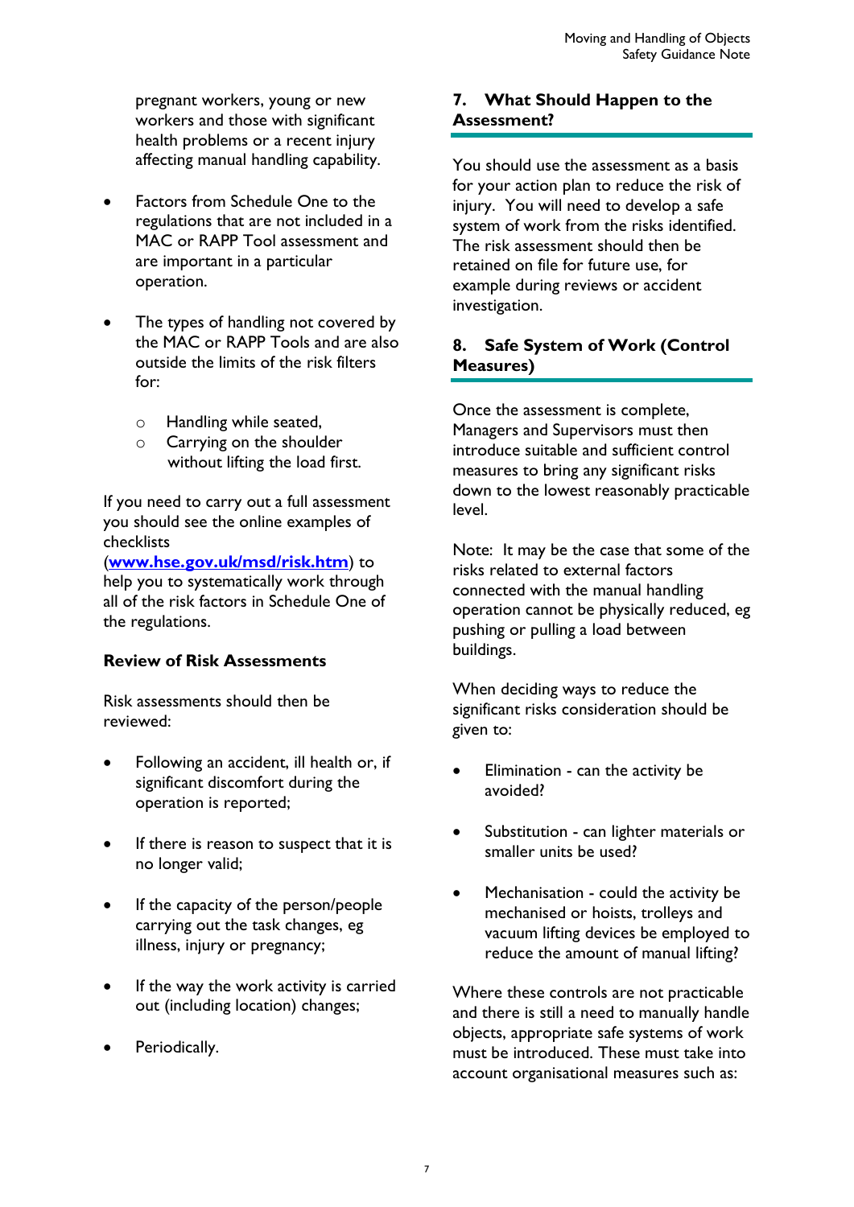pregnant workers, young or new workers and those with significant health problems or a recent injury affecting manual handling capability.

- Factors from Schedule One to the regulations that are not included in a MAC or RAPP Tool assessment and are important in a particular operation.

- The types of handling not covered by the MAC or RAPP Tools and are also outside the limits of the risk filters for:

    - Handling while seated,
    - Carrying on the shoulder without lifting the load first.

If you need to carry out a full assessment you should see the online examples of checklists (**[www.hse.gov.uk/msd/risk.htm](http://www.hse.gov.uk/msd/risk.htm)**) to help you to systematically work through all of the risk factors in Schedule One of the regulations.

### Review of Risk Assessments

Risk assessments should then be reviewed:

- Following an accident, ill health or, if significant discomfort during the operation is reported;

- If there is reason to suspect that it is no longer valid;

- If the capacity of the person/people carrying out the task changes, eg illness, injury or pregnancy;

- If the way the work activity is carried out (including location) changes;

- Periodically.

## 7. What Should Happen to the Assessment?

You should use the assessment as a basis for your action plan to reduce the risk of injury. You will need to develop a safe system of work from the risks identified. The risk assessment should then be retained on file for future use, for example during reviews or accident investigation.

## 8. Safe System of Work (Control Measures)

Once the assessment is complete, Managers and Supervisors must then introduce suitable and sufficient control measures to bring any significant risks down to the lowest reasonably practicable level.

Note: It may be the case that some of the risks related to external factors connected with the manual handling operation cannot be physically reduced, eg pushing or pulling a load between buildings.

When deciding ways to reduce the significant risks consideration should be given to:

- Elimination - can the activity be avoided?

- Substitution - can lighter materials or smaller units be used?

- Mechanisation - could the activity be mechanised or hoists, trolleys and vacuum lifting devices be employed to reduce the amount of manual lifting?

Where these controls are not practicable and there is still a need to manually handle objects, appropriate safe systems of work must be introduced. These must take into account organisational measures such as: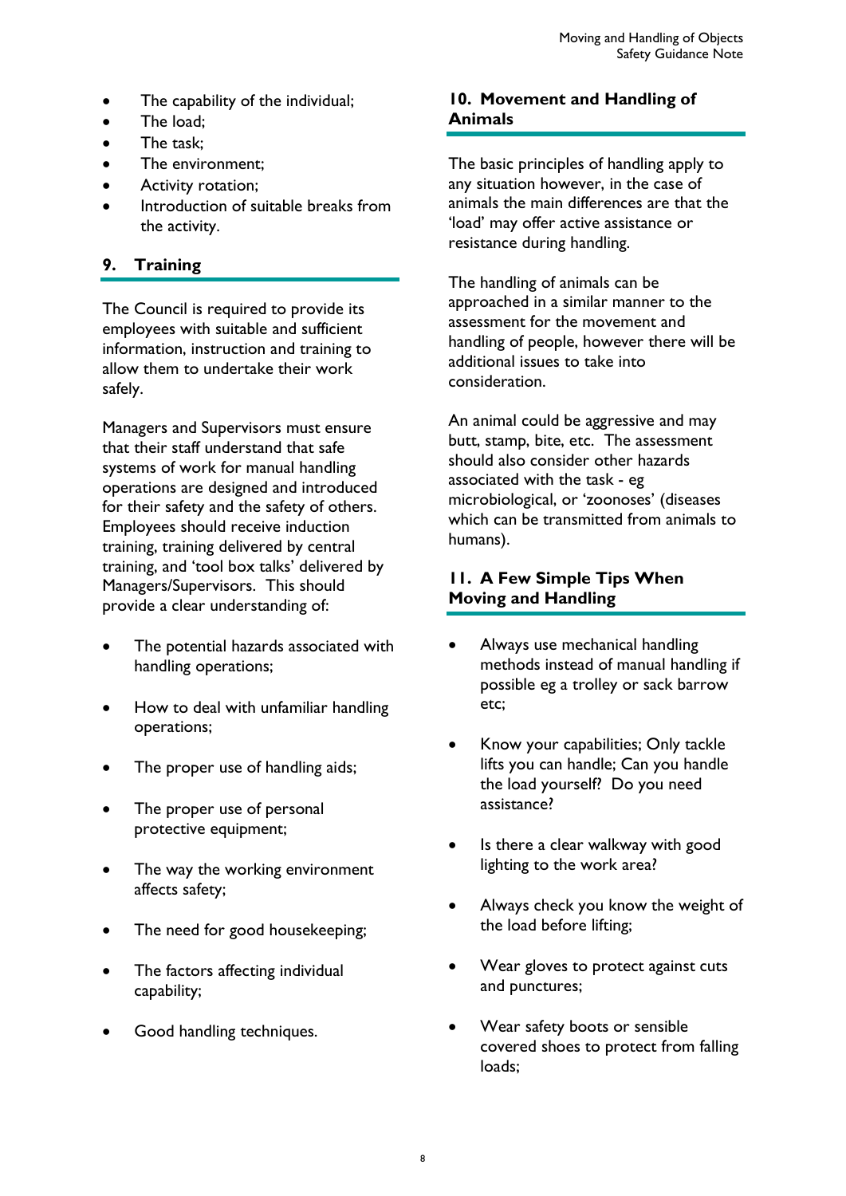- The capability of the individual;
- The load;
- The task;
- The environment;
- Activity rotation;
- Introduction of suitable breaks from the activity.

## 9. Training

The Council is required to provide its employees with suitable and sufficient information, instruction and training to allow them to undertake their work safely.

Managers and Supervisors must ensure that their staff understand that safe systems of work for manual handling operations are designed and introduced for their safety and the safety of others. Employees should receive induction training, training delivered by central training, and 'tool box talks' delivered by Managers/Supervisors. This should provide a clear understanding of:

- The potential hazards associated with handling operations;
- How to deal with unfamiliar handling operations;
- The proper use of handling aids;
- The proper use of personal protective equipment;
- The way the working environment affects safety;
- The need for good housekeeping;
- The factors affecting individual capability;
- Good handling techniques.

## 10. Movement and Handling of Animals

The basic principles of handling apply to any situation however, in the case of animals the main differences are that the 'load' may offer active assistance or resistance during handling.

The handling of animals can be approached in a similar manner to the assessment for the movement and handling of people, however there will be additional issues to take into consideration.

An animal could be aggressive and may butt, stamp, bite, etc. The assessment should also consider other hazards associated with the task - eg microbiological, or 'zoonoses' (diseases which can be transmitted from animals to humans).

## 11. A Few Simple Tips When Moving and Handling

- Always use mechanical handling methods instead of manual handling if possible eg a trolley or sack barrow etc;
- Know your capabilities; Only tackle lifts you can handle; Can you handle the load yourself? Do you need assistance?
- Is there a clear walkway with good lighting to the work area?
- Always check you know the weight of the load before lifting;
- Wear gloves to protect against cuts and punctures;
- Wear safety boots or sensible covered shoes to protect from falling loads;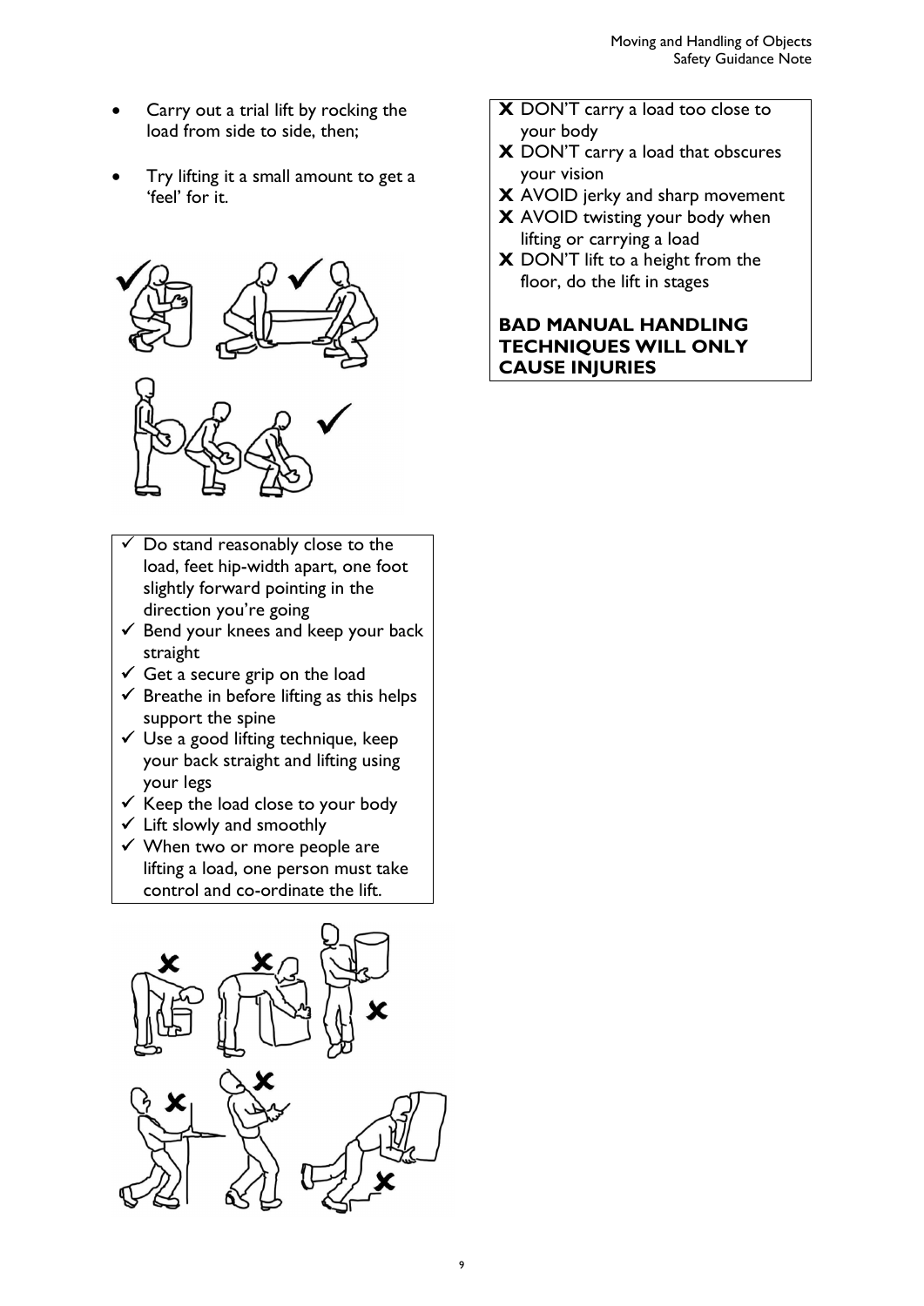- Carry out a trial lift by rocking the load from side to side, then;
- Try lifting it a small amount to get a 'feel' for it.

- ✓ Do stand reasonably close to the load, feet hip-width apart, one foot slightly forward pointing in the direction you're going
- ✓ Bend your knees and keep your back straight
- ✓ Get a secure grip on the load
- ✓ Breathe in before lifting as this helps support the spine
- ✓ Use a good lifting technique, keep your back straight and lifting using your legs
- ✓ Keep the load close to your body
- ✓ Lift slowly and smoothly
- ✓ When two or more people are lifting a load, one person must take control and co-ordinate the lift.

- **X** DON'T carry a load too close to your body
- **X** DON'T carry a load that obscures your vision
- **X** AVOID jerky and sharp movement
- **X** AVOID twisting your body when lifting or carrying a load
- **X** DON'T lift to a height from the floor, do the lift in stages

**BAD MANUAL HANDLING TECHNIQUES WILL ONLY CAUSE INJURIES**